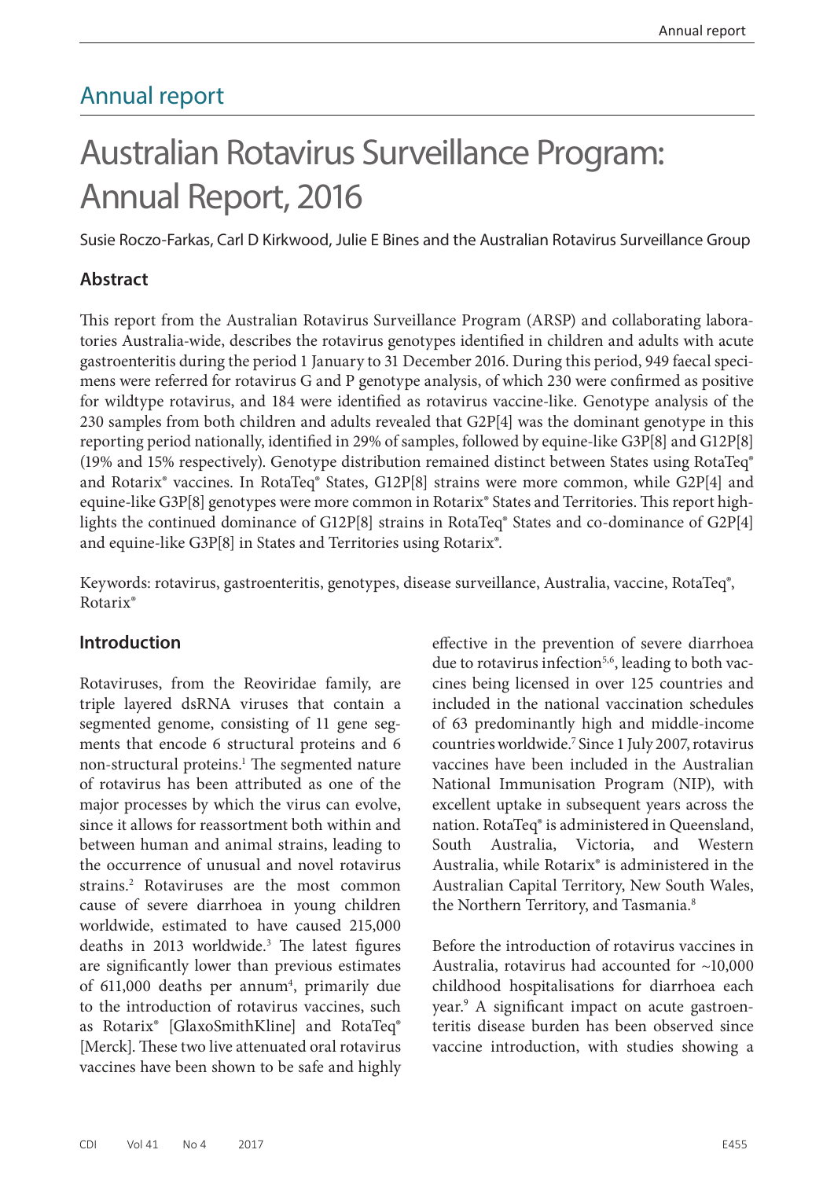# Annual report

# Australian Rotavirus Surveillance Program: Annual Report, 2016

Susie Roczo-Farkas, Carl D Kirkwood, Julie E Bines and the Australian Rotavirus Surveillance Group

## Abstract

This report from the Australian Rotavirus Surveillance Program (ARSP) and collaborating laboratories Australia-wide, describes the rotavirus genotypes identified in children and adults with acute gastroenteritis during the period 1 January to 31 December 2016. During this period, 949 faecal specimens were referred for rotavirus G and P genotype analysis, of which 230 were confirmed as positive for wildtype rotavirus, and 184 were identified as rotavirus vaccine-like. Genotype analysis of the 230 samples from both children and adults revealed that G2P[4] was the dominant genotype in this reporting period nationally, identified in 29% of samples, followed by equine-like G3P[8] and G12P[8] (19% and 15% respectively). Genotype distribution remained distinct between States using RotaTeq® and Rotarix® vaccines. In RotaTeq® States, G12P[8] strains were more common, while G2P[4] and equine-like G3P[8] genotypes were more common in Rotarix® States and Territories. This report highlights the continued dominance of G12P[8] strains in RotaTeq® States and co-dominance of G2P[4] and equine-like G3P[8] in States and Territories using Rotarix®.

Keywords: rotavirus, gastroenteritis, genotypes, disease surveillance, Australia, vaccine, RotaTeq®, Rotarix®

## Introduction

Rotaviruses, from the Reoviridae family, are triple layered dsRNA viruses that contain a segmented genome, consisting of 11 gene segments that encode 6 structural proteins and 6 non-structural proteins.[1] The segmented nature of rotavirus has been attributed as one of the major processes by which the virus can evolve, since it allows for reassortment both within and between human and animal strains, leading to the occurrence of unusual and novel rotavirus strains.[2] Rotaviruses are the most common cause of severe diarrhoea in young children worldwide, estimated to have caused 215,000 deaths in 2013 worldwide.[3] The latest figures are significantly lower than previous estimates of 611,000 deaths per annum[4], primarily due to the introduction of rotavirus vaccines, such as Rotarix® [GlaxoSmithKline] and RotaTeq® [Merck]. These two live attenuated oral rotavirus vaccines have been shown to be safe and highly effective in the prevention of severe diarrhoea due to rotavirus infection[5,6], leading to both vaccines being licensed in over 125 countries and included in the national vaccination schedules of 63 predominantly high and middle-income countries worldwide.[7] Since 1 July 2007, rotavirus vaccines have been included in the Australian National Immunisation Program (NIP), with excellent uptake in subsequent years across the nation. RotaTeq® is administered in Queensland, South Australia, Victoria, and Western Australia, while Rotarix® is administered in the Australian Capital Territory, New South Wales, the Northern Territory, and Tasmania.[8]

Before the introduction of rotavirus vaccines in Australia, rotavirus had accounted for ~10,000 childhood hospitalisations for diarrhoea each year.[9] A significant impact on acute gastroenteritis disease burden has been observed since vaccine introduction, with studies showing a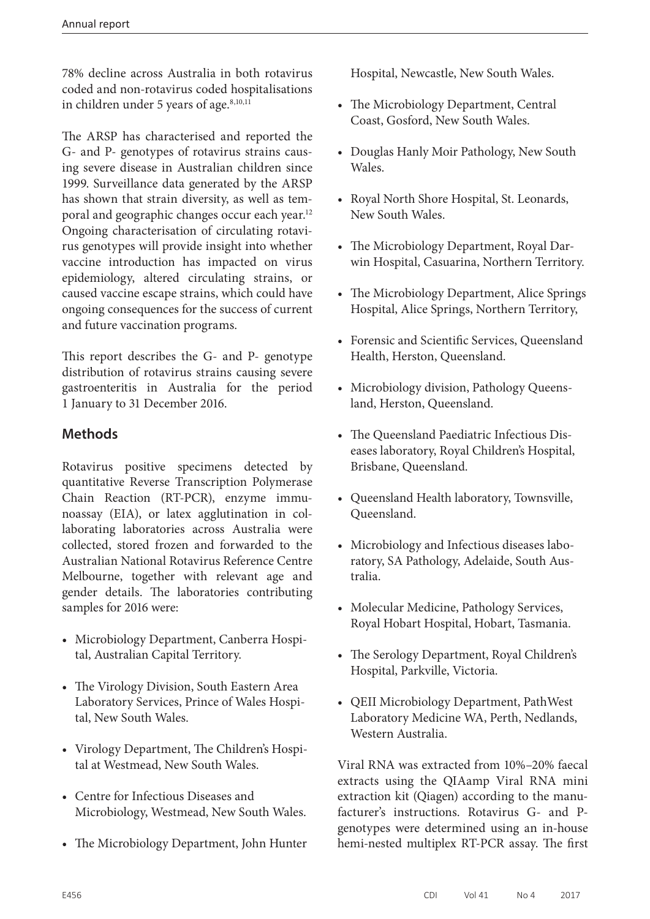78% decline across Australia in both rotavirus coded and non-rotavirus coded hospitalisations in children under 5 years of age.[8,10,11]

The ARSP has characterised and reported the G- and P- genotypes of rotavirus strains causing severe disease in Australian children since 1999. Surveillance data generated by the ARSP has shown that strain diversity, as well as temporal and geographic changes occur each year.[12] Ongoing characterisation of circulating rotavirus genotypes will provide insight into whether vaccine introduction has impacted on virus epidemiology, altered circulating strains, or caused vaccine escape strains, which could have ongoing consequences for the success of current and future vaccination programs.

This report describes the G- and P- genotype distribution of rotavirus strains causing severe gastroenteritis in Australia for the period 1 January to 31 December 2016.

## Methods

Rotavirus positive specimens detected by quantitative Reverse Transcription Polymerase Chain Reaction (RT-PCR), enzyme immunoassay (EIA), or latex agglutination in collaborating laboratories across Australia were collected, stored frozen and forwarded to the Australian National Rotavirus Reference Centre Melbourne, together with relevant age and gender details. The laboratories contributing samples for 2016 were:

- Microbiology Department, Canberra Hospital, Australian Capital Territory.
- The Virology Division, South Eastern Area Laboratory Services, Prince of Wales Hospital, New South Wales.
- Virology Department, The Children's Hospital at Westmead, New South Wales.
- Centre for Infectious Diseases and Microbiology, Westmead, New South Wales.
- The Microbiology Department, John Hunter Hospital, Newcastle, New South Wales.
- The Microbiology Department, Central Coast, Gosford, New South Wales.
- Douglas Hanly Moir Pathology, New South Wales.
- Royal North Shore Hospital, St. Leonards, New South Wales.
- The Microbiology Department, Royal Darwin Hospital, Casuarina, Northern Territory.
- The Microbiology Department, Alice Springs Hospital, Alice Springs, Northern Territory,
- Forensic and Scientific Services, Queensland Health, Herston, Queensland.
- Microbiology division, Pathology Queensland, Herston, Queensland.
- The Queensland Paediatric Infectious Diseases laboratory, Royal Children's Hospital, Brisbane, Queensland.
- Queensland Health laboratory, Townsville, Queensland.
- Microbiology and Infectious diseases laboratory, SA Pathology, Adelaide, South Australia.
- Molecular Medicine, Pathology Services, Royal Hobart Hospital, Hobart, Tasmania.
- The Serology Department, Royal Children's Hospital, Parkville, Victoria.
- QEII Microbiology Department, PathWest Laboratory Medicine WA, Perth, Nedlands, Western Australia.

Viral RNA was extracted from 10%–20% faecal extracts using the QIAamp Viral RNA mini extraction kit (Qiagen) according to the manufacturer's instructions. Rotavirus G- and P- genotypes were determined using an in-house hemi-nested multiplex RT-PCR assay. The first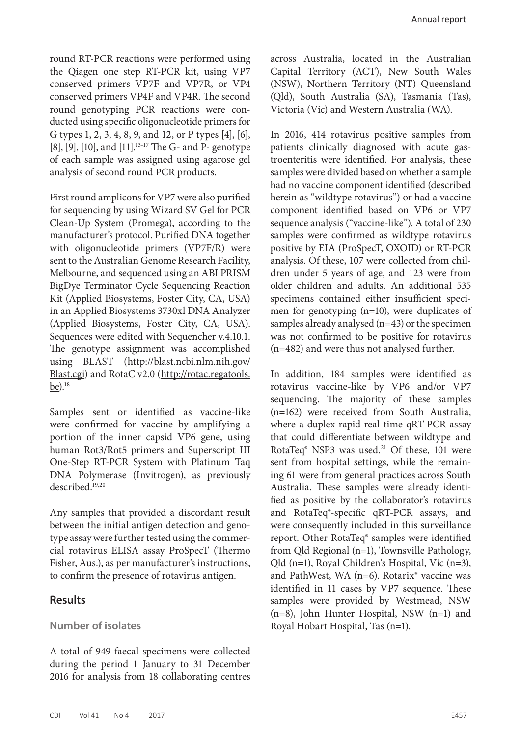round RT-PCR reactions were performed using the Qiagen one step RT-PCR kit, using VP7 conserved primers VP7F and VP7R, or VP4 conserved primers VP4F and VP4R. The second round genotyping PCR reactions were conducted using specific oligonucleotide primers for G types 1, 2, 3, 4, 8, 9, and 12, or P types [4], [6], [8], [9], [10], and [11].[13-17] The G- and P- genotype of each sample was assigned using agarose gel analysis of second round PCR products.

First round amplicons for VP7 were also purified for sequencing by using Wizard SV Gel for PCR Clean-Up System (Promega), according to the manufacturer's protocol. Purified DNA together with oligonucleotide primers (VP7F/R) were sent to the Australian Genome Research Facility, Melbourne, and sequenced using an ABI PRISM BigDye Terminator Cycle Sequencing Reaction Kit (Applied Biosystems, Foster City, CA, USA) in an Applied Biosystems 3730xl DNA Analyzer (Applied Biosystems, Foster City, CA, USA). Sequences were edited with Sequencher v.4.10.1. The genotype assignment was accomplished using BLAST (http://blast.ncbi.nlm.nih.gov/Blast.cgi) and RotaC v2.0 (http://rotac.regatools.be).[18]

Samples sent or identified as vaccine-like were confirmed for vaccine by amplifying a portion of the inner capsid VP6 gene, using human Rot3/Rot5 primers and Superscript III One-Step RT-PCR System with Platinum Taq DNA Polymerase (Invitrogen), as previously described.[19,20]

Any samples that provided a discordant result between the initial antigen detection and genotype assay were further tested using the commercial rotavirus ELISA assay ProSpecT (Thermo Fisher, Aus.), as per manufacturer's instructions, to confirm the presence of rotavirus antigen.

## Results

### Number of isolates

A total of 949 faecal specimens were collected during the period 1 January to 31 December 2016 for analysis from 18 collaborating centres across Australia, located in the Australian Capital Territory (ACT), New South Wales (NSW), Northern Territory (NT) Queensland (Qld), South Australia (SA), Tasmania (Tas), Victoria (Vic) and Western Australia (WA).

In 2016, 414 rotavirus positive samples from patients clinically diagnosed with acute gastroenteritis were identified. For analysis, these samples were divided based on whether a sample had no vaccine component identified (described herein as "wildtype rotavirus") or had a vaccine component identified based on VP6 or VP7 sequence analysis ("vaccine-like"). A total of 230 samples were confirmed as wildtype rotavirus positive by EIA (ProSpecT, OXOID) or RT-PCR analysis. Of these, 107 were collected from children under 5 years of age, and 123 were from older children and adults. An additional 535 specimens contained either insufficient specimen for genotyping (n=10), were duplicates of samples already analysed (n=43) or the specimen was not confirmed to be positive for rotavirus (n=482) and were thus not analysed further.

In addition, 184 samples were identified as rotavirus vaccine-like by VP6 and/or VP7 sequencing. The majority of these samples (n=162) were received from South Australia, where a duplex rapid real time qRT-PCR assay that could differentiate between wildtype and RotaTeq® NSP3 was used.[21] Of these, 101 were sent from hospital settings, while the remaining 61 were from general practices across South Australia. These samples were already identified as positive by the collaborator's rotavirus and RotaTeq®-specific qRT-PCR assays, and were consequently included in this surveillance report. Other RotaTeq® samples were identified from Qld Regional (n=1), Townsville Pathology, Qld (n=1), Royal Children's Hospital, Vic (n=3), and PathWest, WA (n=6). Rotarix® vaccine was identified in 11 cases by VP7 sequence. These samples were provided by Westmead, NSW (n=8), John Hunter Hospital, NSW (n=1) and Royal Hobart Hospital, Tas (n=1).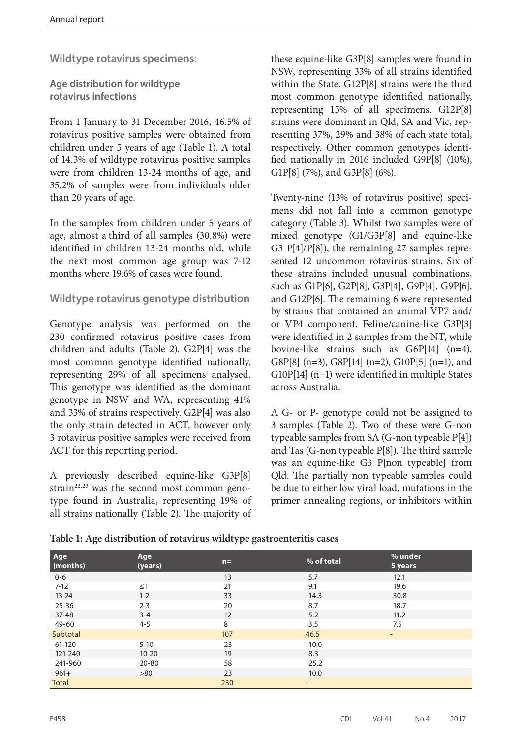## Wildtype rotavirus specimens:

### Age distribution for wildtype rotavirus infections

From 1 January to 31 December 2016, 46.5% of rotavirus positive samples were obtained from children under 5 years of age (Table 1). A total of 14.3% of wildtype rotavirus positive samples were from children 13-24 months of age, and 35.2% of samples were from individuals older than 20 years of age.

In the samples from children under 5 years of age, almost a third of all samples (30.8%) were identified in children 13-24 months old, while the next most common age group was 7-12 months where 19.6% of cases were found.

### Wildtype rotavirus genotype distribution

Genotype analysis was performed on the 230 confirmed rotavirus positive cases from children and adults (Table 2). G2P[4] was the most common genotype identified nationally, representing 29% of all specimens analysed. This genotype was identified as the dominant genotype in NSW and WA, representing 41% and 33% of strains respectively. G2P[4] was also the only strain detected in ACT, however only 3 rotavirus positive samples were received from ACT for this reporting period.

A previously described equine-like G3P[8] strain[22,23] was the second most common genotype found in Australia, representing 19% of all strains nationally (Table 2). The majority of these equine-like G3P[8] samples were found in NSW, representing 33% of all strains identified within the State. G12P[8] strains were the third most common genotype identified nationally, representing 15% of all specimens. G12P[8] strains were dominant in Qld, SA and Vic, representing 37%, 29% and 38% of each state total, respectively. Other common genotypes identified nationally in 2016 included G9P[8] (10%), G1P[8] (7%), and G3P[8] (6%).

Twenty-nine (13% of rotavirus positive) specimens did not fall into a common genotype category (Table 3). Whilst two samples were of mixed genotype (G1/G3P[8] and equine-like G3 P[4]/P[8]), the remaining 27 samples represented 12 uncommon rotavirus strains. Six of these strains included unusual combinations, such as G1P[6], G2P[8], G3P[4], G9P[4], G9P[6], and G12P[6]. The remaining 6 were represented by strains that contained an animal VP7 and/or VP4 component. Feline/canine-like G3P[3] were identified in 2 samples from the NT, while bovine-like strains such as G6P[14] (n=4), G8P[8] (n=3), G8P[14] (n=2), G10P[5] (n=1), and G10P[14] (n=1) were identified in multiple States across Australia.

A G- or P- genotype could not be assigned to 3 samples (Table 2). Two of these were G-non typeable samples from SA (G-non typeable P[4]) and Tas (G-non typeable P[8]). The third sample was an equine-like G3 P[non typeable] from Qld. The partially non typeable samples could be due to either low viral load, mutations in the primer annealing regions, or inhibitors within

**Table 1: Age distribution of rotavirus wildtype gastroenteritis cases**

| Age (months) | Age (years) | n= | % of total | % under 5 years |
|---|---|---|---|---|
| 0-6 | | 13 | 5.7 | 12.1 |
| 7-12 | ≤1 | 21 | 9.1 | 19.6 |
| 13-24 | 1-2 | 33 | 14.3 | 30.8 |
| 25-36 | 2-3 | 20 | 8.7 | 18.7 |
| 37-48 | 3-4 | 12 | 5.2 | 11.2 |
| 49-60 | 4-5 | 8 | 3.5 | 7.5 |
| Subtotal | | 107 | 46.5 | - |
| 61-120 | 5-10 | 23 | 10.0 | |
| 121-240 | 10-20 | 19 | 8.3 | |
| 241-960 | 20-80 | 58 | 25.2 | |
| 961+ | >80 | 23 | 10.0 | |
| Total | | 230 | - | |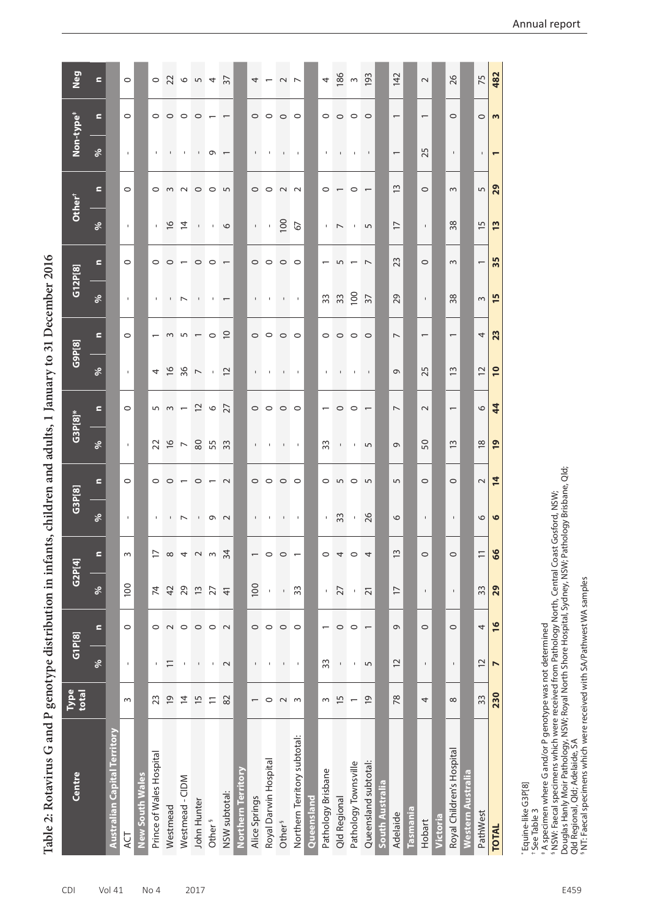# Table 2: Rotavirus G and P genotype distribution in infants, children and adults, 1 January to 31 December 2016

| Centre | Type total | G1P[8] | | G2P[4] | | G3P[8] | | G3P[8]* | | G9P[8] | | G12P[8] | | Other† | | Non-type‡ | | Neg |
|---|---|---|---|---|---|---|---|---|---|---|---|---|---|---|---|---|---|---|
| | | % | n | % | n | % | n | % | n | % | n | % | n | % | n | % | n | n |
| **Australian Capital Territory** | | | | | | | | | | | | | | | | | | |
| ACT | 3 | - | 0 | 100 | 3 | - | 0 | - | 0 | - | 0 | - | 0 | - | 0 | - | 0 | 0 |
| **New South Wales** | | | | | | | | | | | | | | | | | | |
| Prince of Wales Hospital | 23 | - | 0 | 74 | 17 | - | 0 | 22 | 5 | 4 | 1 | - | 0 | - | 0 | - | 0 | 0 |
| Westmead | 19 | 11 | 2 | 42 | 8 | - | 0 | 16 | 3 | 16 | 3 | - | 0 | 16 | 3 | - | 0 | 22 |
| Westmead - CIDM | 14 | - | 0 | 29 | 4 | 7 | 1 | 7 | 1 | 36 | 5 | 7 | 1 | 14 | 2 | - | 0 | 6 |
| John Hunter | 15 | - | 0 | 13 | 2 | - | 0 | 80 | 12 | 7 | 1 | - | 0 | - | 0 | - | 0 | 5 |
| Other§ | 11 | - | 0 | 27 | 3 | 9 | 1 | 55 | 6 | - | 0 | - | 0 | - | 0 | 9 | 1 | 4 |
| NSW subtotal: | 82 | 2 | 2 | 41 | 34 | 2 | 2 | 33 | 27 | 12 | 10 | 1 | 1 | 6 | 5 | 1 | 1 | 37 |
| **Northern Territory** | | | | | | | | | | | | | | | | | | |
| Alice Springs | 1 | - | 0 | 100 | 1 | - | 0 | - | 0 | - | 0 | - | 0 | - | 0 | - | 0 | 4 |
| Royal Darwin Hospital | 0 | - | 0 | - | 0 | - | 0 | - | 0 | - | 0 | - | 0 | - | 0 | - | 0 | 1 |
| Other§ | 2 | - | 0 | - | 0 | - | 0 | - | 0 | - | 0 | - | 0 | 100 | 2 | - | 0 | 2 |
| Northern Territory subtotal: | 3 | - | 0 | 33 | 1 | - | 0 | - | 0 | - | 0 | - | 0 | 67 | 2 | - | 0 | 7 |
| **Queensland** | | | | | | | | | | | | | | | | | | |
| Pathology Brisbane | 3 | 33 | 1 | - | 0 | - | 0 | 33 | 1 | - | 0 | 33 | 1 | - | 0 | - | 0 | 4 |
| Qld Regional | 15 | - | 0 | 27 | 4 | 33 | 5 | - | 0 | - | 0 | 33 | 5 | 7 | 1 | - | 0 | 186 |
| Pathology Townsville | 1 | - | 0 | - | 0 | - | 0 | - | 0 | - | 0 | 100 | 1 | - | 0 | - | 0 | 3 |
| Queensland subtotal: | 19 | 5 | 1 | 21 | 4 | 26 | 5 | 5 | 1 | - | 0 | 37 | 7 | 5 | 1 | - | 0 | 193 |
| **South Australia** | | | | | | | | | | | | | | | | | | |
| Adelaide | 78 | 12 | 9 | 17 | 13 | 6 | 5 | 9 | 7 | 9 | 7 | 29 | 23 | 17 | 13 | 1 | 1 | 142 |
| **Tasmania** | | | | | | | | | | | | | | | | | | |
| Hobart | 4 | - | 0 | - | 0 | - | 0 | 50 | 2 | 25 | 1 | - | 0 | - | 0 | 25 | 1 | 2 |
| **Victoria** | | | | | | | | | | | | | | | | | | |
| Royal Children's Hospital | 8 | - | 0 | - | 0 | - | 0 | 13 | 1 | 13 | 1 | 38 | 3 | 38 | 3 | - | 0 | 26 |
| **Western Australia** | | | | | | | | | | | | | | | | | | |
| PathWest | 33 | 12 | 4 | 33 | 11 | 6 | 2 | 18 | 6 | 12 | 4 | 3 | 1 | 15 | 5 | - | 0 | 75 |
| **TOTAL** | **230** | **7** | **16** | **29** | **66** | **6** | **14** | **19** | **44** | **10** | **23** | **15** | **35** | **13** | **29** | **1** | **3** | **482** |

\* Equine-like G3P[8]

† See Table 3

‡ A specimen where G and/or P genotype was not determined

§ NSW: Faecal specimens which were received from Pathology North, Central Coast Gosford, NSW; Douglas Hanly Moir Pathology, NSW; Royal North Shore Hospital, Sydney, NSW; Pathology Brisbane, Qld; Qld Regional, Qld; Adelaide, SA

§ NT: Faecal specimens which were received with SA/Pathwest WA samples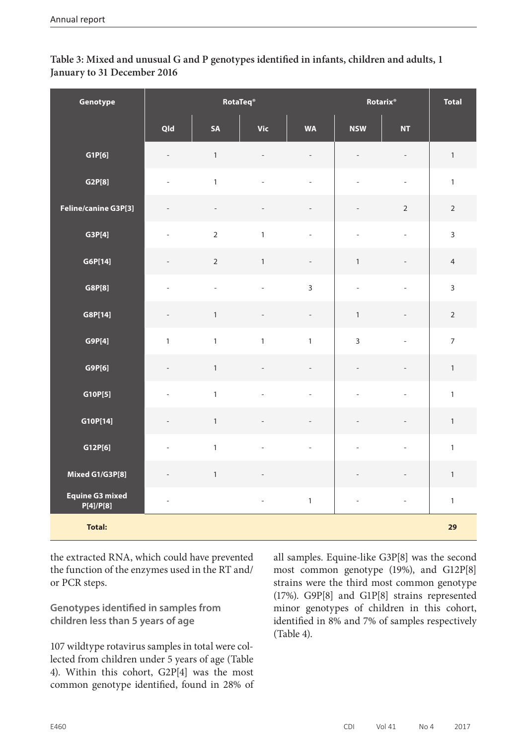**Table 3: Mixed and unusual G and P genotypes identified in infants, children and adults, 1 January to 31 December 2016**

| Genotype | RotaTeq® | | | | Rotarix® | | Total |
|---|---|---|---|---|---|---|---|
| | Qld | SA | Vic | WA | NSW | NT | |
| G1P[6] | - | 1 | - | - | - | - | 1 |
| G2P[8] | - | 1 | - | - | - | - | 1 |
| Feline/canine G3P[3] | - | - | - | - | - | 2 | 2 |
| G3P[4] | - | 2 | 1 | - | - | - | 3 |
| G6P[14] | - | 2 | 1 | - | 1 | - | 4 |
| G8P[8] | - | - | - | 3 | - | - | 3 |
| G8P[14] | - | 1 | - | - | 1 | - | 2 |
| G9P[4] | 1 | 1 | 1 | 1 | 3 | - | 7 |
| G9P[6] | - | 1 | - | - | - | - | 1 |
| G10P[5] | - | 1 | - | - | - | - | 1 |
| G10P[14] | - | 1 | - | - | - | - | 1 |
| G12P[6] | - | 1 | - | - | - | - | 1 |
| Mixed G1/G3P[8] | - | 1 | - | | - | - | 1 |
| Equine G3 mixed P[4]/P[8] | - | | - | 1 | - | - | 1 |
| **Total:** | | | | | | | **29** |

the extracted RNA, which could have prevented the function of the enzymes used in the RT and/or PCR steps.

### Genotypes identified in samples from children less than 5 years of age

107 wildtype rotavirus samples in total were collected from children under 5 years of age (Table 4). Within this cohort, G2P[4] was the most common genotype identified, found in 28% of all samples. Equine-like G3P[8] was the second most common genotype (19%), and G12P[8] strains were the third most common genotype (17%). G9P[8] and G1P[8] strains represented minor genotypes of children in this cohort, identified in 8% and 7% of samples respectively (Table 4).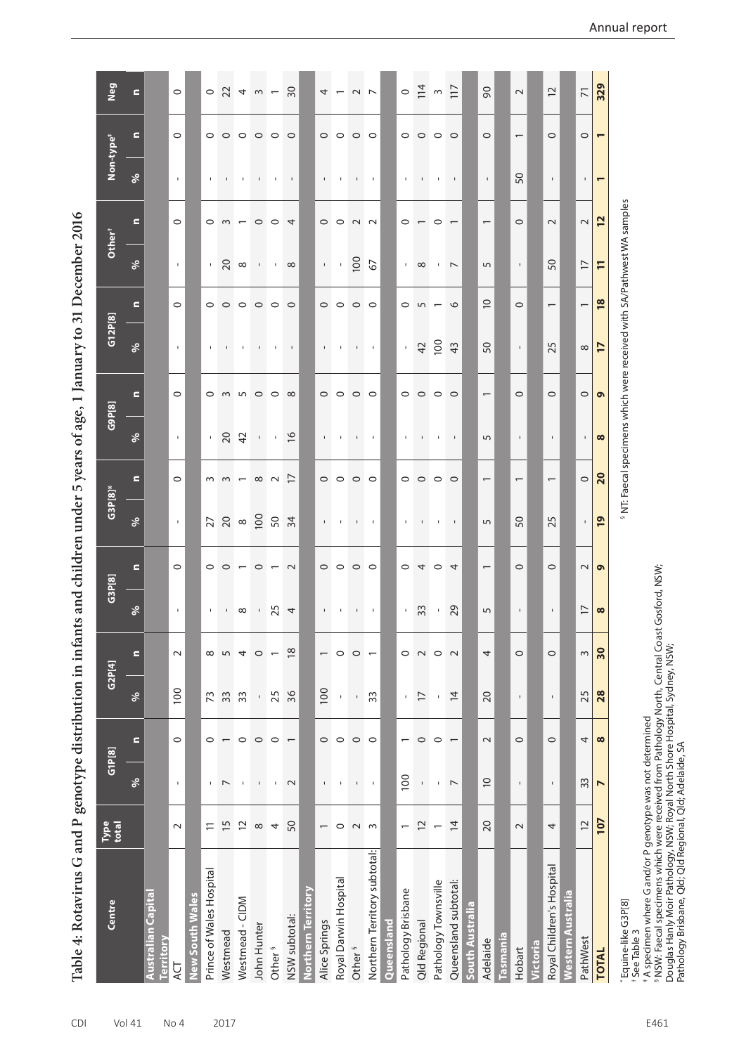## Table 4: Rotavirus G and P genotype distribution in infants and children under 5 years of age, 1 January to 31 December 2016

| Centre | Type total | G1P[8] | | G2P[4] | | G3P[8] | | G3P[8]* | | G9P[8] | | G12P[8] | | Other† | | Non-type‡ | | Neg |
|---|---|---|---|---|---|---|---|---|---|---|---|---|---|---|---|---|---|---|
| | | % | n | % | n | % | n | % | n | % | n | % | n | % | n | % | n | n |
| **Australian Capital Territory** | | | | | | | | | | | | | | | | | | |
| ACT | 2 | - | 0 | 100 | 2 | - | 0 | - | 0 | - | 0 | - | 0 | - | 0 | - | 0 | 0 |
| **New South Wales** | | | | | | | | | | | | | | | | | | |
| Prince of Wales Hospital | 11 | - | 0 | 73 | 8 | - | 0 | 27 | 3 | - | 0 | - | 0 | - | 0 | - | 0 | 0 |
| Westmead | 15 | 7 | 1 | 33 | 5 | - | 0 | 20 | 3 | 20 | 3 | - | 0 | 20 | 3 | - | 0 | 22 |
| Westmead - CIDM | 12 | - | 0 | 33 | 4 | 8 | 1 | 8 | 1 | 42 | 5 | - | 0 | 8 | 1 | - | 0 | 4 |
| John Hunter | 8 | - | 0 | - | 0 | - | 0 | 100 | 8 | - | 0 | - | 0 | - | 0 | - | 0 | 3 |
| Other§ | 4 | - | 0 | 25 | 1 | 25 | 1 | 50 | 2 | - | 0 | - | 0 | - | 0 | - | 0 | 1 |
| NSW subtotal: | 50 | 2 | 1 | 36 | 18 | 4 | 2 | 34 | 17 | 16 | 8 | - | 0 | 8 | 4 | - | 0 | 30 |
| **Northern Territory** | | | | | | | | | | | | | | | | | | |
| Alice Springs | 1 | - | 0 | 100 | 1 | - | 0 | - | 0 | - | 0 | - | 0 | - | 0 | - | 0 | 4 |
| Royal Darwin Hospital | 0 | - | 0 | - | 0 | - | 0 | - | 0 | - | 0 | - | 0 | - | 0 | - | 0 | 1 |
| Other§ | 2 | - | 0 | - | 0 | - | 0 | - | 0 | - | 0 | - | 0 | 100 | 2 | - | 0 | 2 |
| Northern Territory subtotal: | 3 | - | 0 | 33 | 1 | - | 0 | - | 0 | - | 0 | - | 0 | 67 | 2 | - | 0 | 7 |
| **Queensland** | | | | | | | | | | | | | | | | | | |
| Pathology Brisbane | 1 | 100 | 1 | - | 0 | - | 0 | - | 0 | - | 0 | - | 0 | - | 0 | - | 0 | 0 |
| Qld Regional | 12 | - | 0 | 17 | 2 | 33 | 4 | - | 0 | - | 0 | 42 | 5 | 8 | 1 | - | 0 | 114 |
| Pathology Townsville | 1 | - | 0 | - | 0 | - | 0 | - | 0 | - | 0 | 100 | 1 | - | 0 | - | 0 | 3 |
| Queensland subtotal: | 14 | 7 | 1 | 14 | 2 | 29 | 4 | - | 0 | - | 0 | 43 | 6 | 7 | 1 | - | 0 | 117 |
| **South Australia** | | | | | | | | | | | | | | | | | | |
| Adelaide | 20 | 10 | 2 | 20 | 4 | 5 | 1 | 5 | 1 | 5 | 1 | 50 | 10 | 5 | 1 | - | 0 | 90 |
| **Tasmania** | | | | | | | | | | | | | | | | | | |
| Hobart | 2 | - | 0 | - | 0 | - | 0 | 50 | 1 | - | 0 | - | 0 | - | 0 | 50 | 1 | 2 |
| **Victoria** | | | | | | | | | | | | | | | | | | |
| Royal Children's Hospital | 4 | - | 0 | - | 0 | - | 0 | 25 | 1 | - | 0 | 25 | 1 | 50 | 2 | - | 0 | 12 |
| **Western Australia** | | | | | | | | | | | | | | | | | | |
| PathWest | 12 | 33 | 4 | 25 | 3 | 17 | 2 | - | 0 | - | 0 | 8 | 1 | 17 | 2 | - | 0 | 71 |
| **TOTAL** | **107** | **7** | **8** | **28** | **30** | **8** | **9** | **19** | **20** | **8** | **9** | **17** | **18** | **11** | **12** | **1** | **1** | **329** |

\* Equine-like G3P[8]
† See Table 3
‡ A specimen where G and/or P genotype was not determined
§ NSW: Faecal specimens which were received from Pathology North, Central Coast Gosford, NSW; Douglas Hanly Moir Pathology, NSW; Royal North Shore Hospital, Sydney, NSW; Pathology Brisbane, Qld; Qld Regional, Qld; Adelaide, SA
§ NT: Faecal specimens which were received with SA/Pathwest WA samples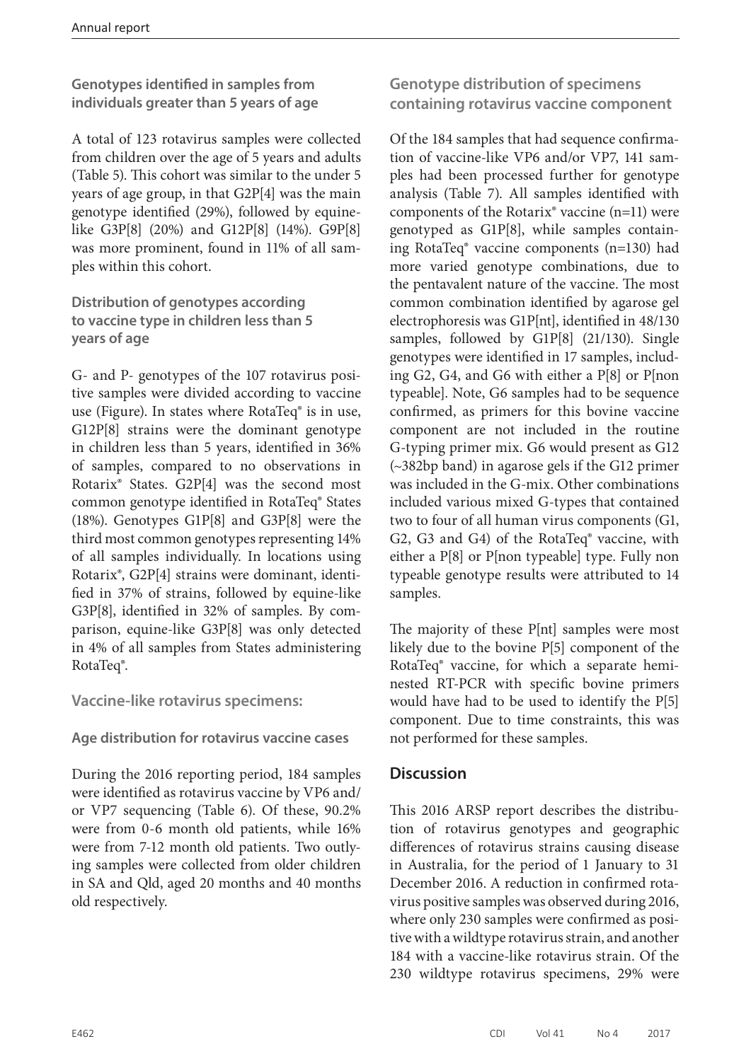### Genotypes identified in samples from individuals greater than 5 years of age

A total of 123 rotavirus samples were collected from children over the age of 5 years and adults (Table 5). This cohort was similar to the under 5 years of age group, in that G2P[4] was the main genotype identified (29%), followed by equine-like G3P[8] (20%) and G12P[8] (14%). G9P[8] was more prominent, found in 11% of all samples within this cohort.

### Distribution of genotypes according to vaccine type in children less than 5 years of age

G- and P- genotypes of the 107 rotavirus positive samples were divided according to vaccine use (Figure). In states where RotaTeq® is in use, G12P[8] strains were the dominant genotype in children less than 5 years, identified in 36% of samples, compared to no observations in Rotarix® States. G2P[4] was the second most common genotype identified in RotaTeq® States (18%). Genotypes G1P[8] and G3P[8] were the third most common genotypes representing 14% of all samples individually. In locations using Rotarix®, G2P[4] strains were dominant, identified in 37% of strains, followed by equine-like G3P[8], identified in 32% of samples. By comparison, equine-like G3P[8] was only detected in 4% of all samples from States administering RotaTeq®.

## Vaccine-like rotavirus specimens:

### Age distribution for rotavirus vaccine cases

During the 2016 reporting period, 184 samples were identified as rotavirus vaccine by VP6 and/or VP7 sequencing (Table 6). Of these, 90.2% were from 0-6 month old patients, while 16% were from 7-12 month old patients. Two outlying samples were collected from older children in SA and Qld, aged 20 months and 40 months old respectively.

### Genotype distribution of specimens containing rotavirus vaccine component

Of the 184 samples that had sequence confirmation of vaccine-like VP6 and/or VP7, 141 samples had been processed further for genotype analysis (Table 7). All samples identified with components of the Rotarix® vaccine (n=11) were genotyped as G1P[8], while samples containing RotaTeq® vaccine components (n=130) had more varied genotype combinations, due to the pentavalent nature of the vaccine. The most common combination identified by agarose gel electrophoresis was G1P[nt], identified in 48/130 samples, followed by G1P[8] (21/130). Single genotypes were identified in 17 samples, including G2, G4, and G6 with either a P[8] or P[non typeable]. Note, G6 samples had to be sequence confirmed, as primers for this bovine vaccine component are not included in the routine G-typing primer mix. G6 would present as G12 (~382bp band) in agarose gels if the G12 primer was included in the G-mix. Other combinations included various mixed G-types that contained two to four of all human virus components (G1, G2, G3 and G4) of the RotaTeq® vaccine, with either a P[8] or P[non typeable] type. Fully non typeable genotype results were attributed to 14 samples.

The majority of these P[nt] samples were most likely due to the bovine P[5] component of the RotaTeq® vaccine, for which a separate hemi-nested RT-PCR with specific bovine primers would have had to be used to identify the P[5] component. Due to time constraints, this was not performed for these samples.

## Discussion

This 2016 ARSP report describes the distribution of rotavirus genotypes and geographic differences of rotavirus strains causing disease in Australia, for the period of 1 January to 31 December 2016. A reduction in confirmed rotavirus positive samples was observed during 2016, where only 230 samples were confirmed as positive with a wildtype rotavirus strain, and another 184 with a vaccine-like rotavirus strain. Of the 230 wildtype rotavirus specimens, 29% were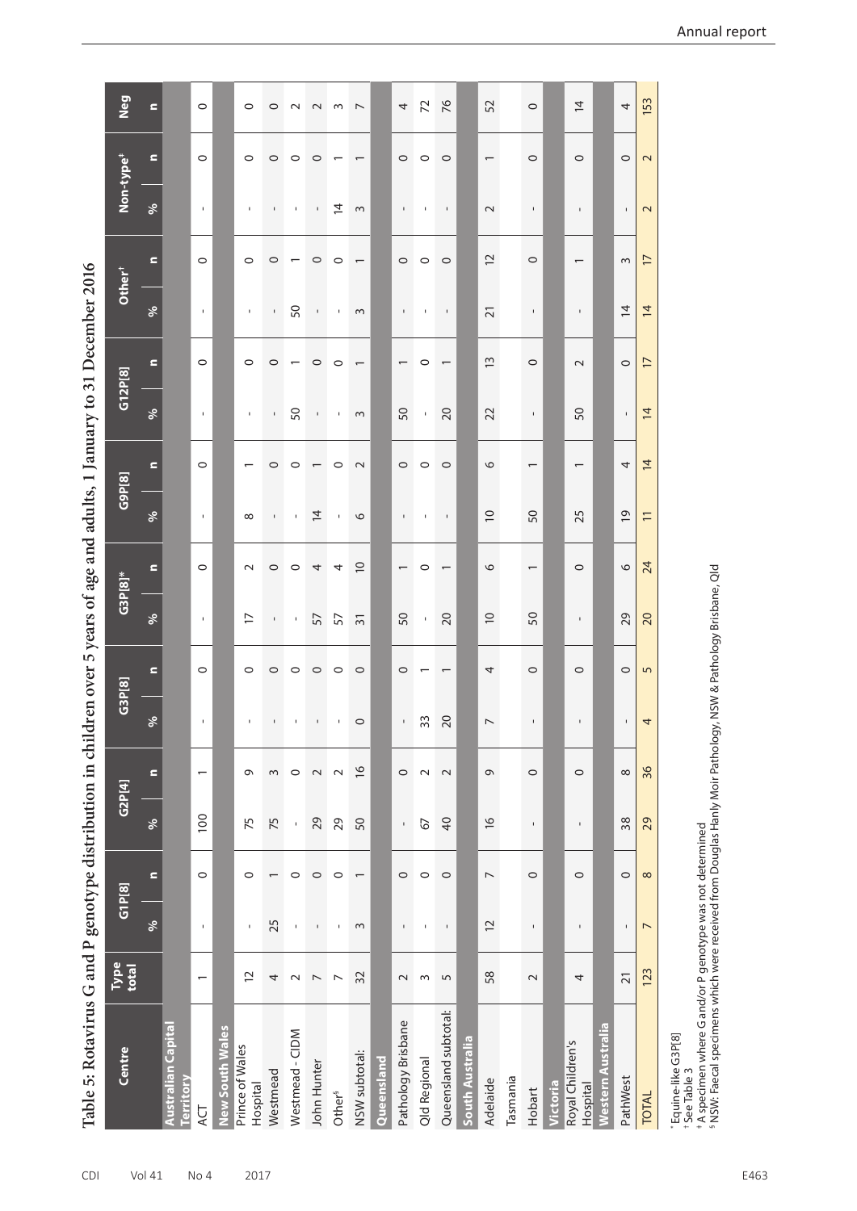Table 5: Rotavirus G and P genotype distribution in children over 5 years of age and adults, 1 January to 31 December 2016

| Centre | Type total | G1P[8] | | G2P[4] | | G3P[8] | | G3P[8]* | | G9P[8] | | G12P[8] | | Other† | | Non-type‡ | | Neg |
|---|---|---|---|---|---|---|---|---|---|---|---|---|---|---|---|---|---|---|
| | | % | n | % | n | % | n | % | n | % | n | % | n | % | n | % | n | n |
| **Australian Capital Territory** | | | | | | | | | | | | | | | | | | |
| ACT | 1 | - | 0 | 100 | 1 | - | 0 | - | 0 | - | 0 | - | 0 | - | 0 | - | 0 | 0 |
| **New South Wales** | | | | | | | | | | | | | | | | | | |
| Prince of Wales Hospital | 12 | - | 0 | 75 | 9 | - | 0 | 17 | 2 | 8 | 1 | - | 0 | - | 0 | - | 0 | 0 |
| Westmead | 4 | 25 | 1 | 75 | 3 | - | 0 | - | 0 | - | 0 | - | 0 | - | 0 | - | 0 | 0 |
| Westmead - CIDM | 2 | - | 0 | - | 0 | - | 0 | - | 0 | - | 0 | 50 | 1 | 50 | 1 | - | 0 | 2 |
| John Hunter | 7 | - | 0 | 29 | 2 | - | 0 | 57 | 4 | 14 | 1 | - | 0 | - | 0 | - | 0 | 2 |
| Other§ | 7 | - | 0 | 29 | 2 | - | 0 | 57 | 4 | - | 0 | - | 0 | - | 0 | 14 | 1 | 3 |
| NSW subtotal: | 32 | 3 | 1 | 50 | 16 | 0 | 0 | 31 | 10 | 6 | 2 | 3 | 1 | 3 | 1 | 3 | 1 | 7 |
| **Queensland** | | | | | | | | | | | | | | | | | | |
| Pathology Brisbane | 2 | - | 0 | - | 0 | - | 0 | 50 | 1 | - | 0 | 50 | 1 | - | 0 | - | 0 | 4 |
| Qld Regional | 3 | - | 0 | 67 | 2 | 33 | 1 | - | 0 | - | 0 | - | 0 | - | 0 | - | 0 | 72 |
| Queensland subtotal: | 5 | - | 0 | 40 | 2 | 20 | 1 | 20 | 1 | - | 0 | 20 | 1 | - | 0 | - | 0 | 76 |
| **South Australia** | | | | | | | | | | | | | | | | | | |
| Adelaide | 58 | 12 | 7 | 16 | 9 | 7 | 4 | 10 | 6 | 10 | 6 | 22 | 13 | 21 | 12 | 2 | 1 | 52 |
| **Tasmania** | | | | | | | | | | | | | | | | | | |
| Hobart | 2 | - | 0 | - | 0 | - | 0 | 50 | 1 | 50 | 1 | - | 0 | - | 0 | - | 0 | 0 |
| **Victoria** | | | | | | | | | | | | | | | | | | |
| Royal Children's Hospital | 4 | - | 0 | - | 0 | - | 0 | - | 0 | 25 | 1 | 50 | 2 | - | 1 | - | 0 | 14 |
| **Western Australia** | | | | | | | | | | | | | | | | | | |
| PathWest | 21 | - | 0 | 38 | 8 | - | 0 | 29 | 6 | 19 | 4 | - | 0 | 14 | 3 | - | 0 | 4 |
| TOTAL | 123 | 7 | 8 | 29 | 36 | 4 | 5 | 20 | 24 | 11 | 14 | 14 | 17 | 14 | 17 | 2 | 2 | 153 |

\* Equine-like G3P[8]
† See Table 3
‡ A specimen where G and/or P genotype was not determined
§ NSW: Faecal specimens which were received from Douglas Hanly Moir Pathology, NSW & Pathology Brisbane, Qld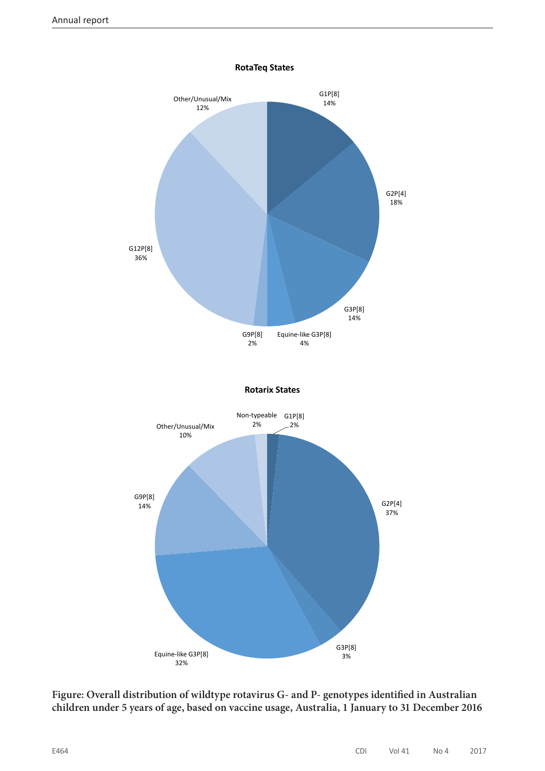**RotaTeq States**

| Genotype | Percentage |
|---|---|
| G1P[8] | 14% |
| G2P[4] | 18% |
| G3P[8] | 14% |
| Equine-like G3P[8] | 4% |
| G9P[8] | 2% |
| G12P[8] | 36% |
| Other/Unusual/Mix | 12% |

**Rotarix States**

| Genotype | Percentage |
|---|---|
| G1P[8] | 2% |
| G2P[4] | 37% |
| G3P[8] | 3% |
| Equine-like G3P[8] | 32% |
| G9P[8] | 14% |
| Other/Unusual/Mix | 10% |
| Non-typeable | 2% |

**Figure: Overall distribution of wildtype rotavirus G- and P- genotypes identified in Australian children under 5 years of age, based on vaccine usage, Australia, 1 January to 31 December 2016**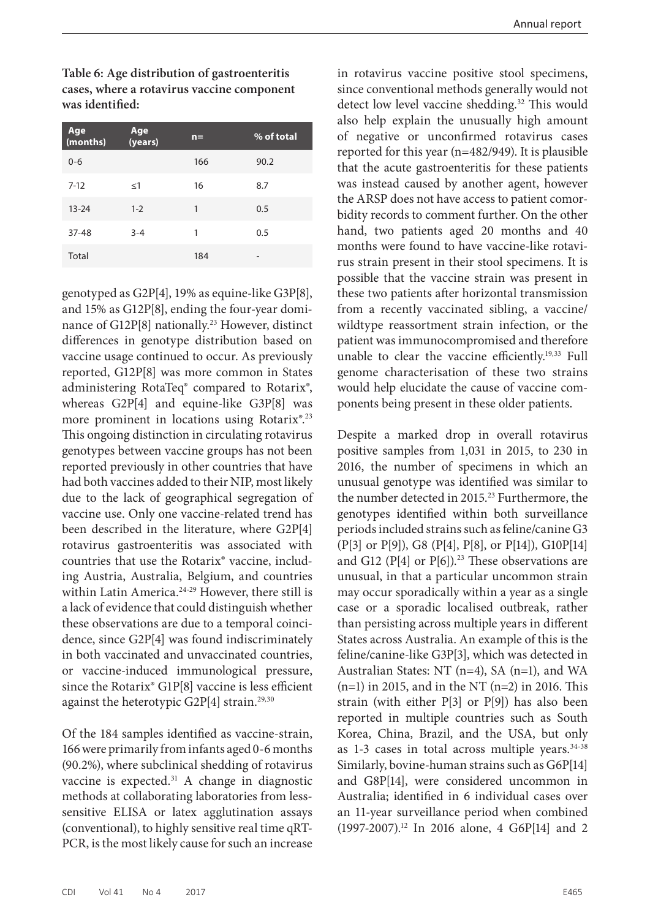**Table 6: Age distribution of gastroenteritis cases, where a rotavirus vaccine component was identified:**

| Age (months) | Age (years) | n= | % of total |
| --- | --- | --- | --- |
| 0-6 | | 166 | 90.2 |
| 7-12 | ≤1 | 16 | 8.7 |
| 13-24 | 1-2 | 1 | 0.5 |
| 37-48 | 3-4 | 1 | 0.5 |
| Total | | 184 | - |

genotyped as G2P[4], 19% as equine-like G3P[8], and 15% as G12P[8], ending the four-year dominance of G12P[8] nationally.[23] However, distinct differences in genotype distribution based on vaccine usage continued to occur. As previously reported, G12P[8] was more common in States administering RotaTeq® compared to Rotarix®, whereas G2P[4] and equine-like G3P[8] was more prominent in locations using Rotarix®.[23] This ongoing distinction in circulating rotavirus genotypes between vaccine groups has not been reported previously in other countries that have had both vaccines added to their NIP, most likely due to the lack of geographical segregation of vaccine use. Only one vaccine-related trend has been described in the literature, where G2P[4] rotavirus gastroenteritis was associated with countries that use the Rotarix® vaccine, including Austria, Australia, Belgium, and countries within Latin America.[24-29] However, there still is a lack of evidence that could distinguish whether these observations are due to a temporal coincidence, since G2P[4] was found indiscriminately in both vaccinated and unvaccinated countries, or vaccine-induced immunological pressure, since the Rotarix® G1P[8] vaccine is less efficient against the heterotypic G2P[4] strain.[29,30]

Of the 184 samples identified as vaccine-strain, 166 were primarily from infants aged 0-6 months (90.2%), where subclinical shedding of rotavirus vaccine is expected.[31] A change in diagnostic methods at collaborating laboratories from less-sensitive ELISA or latex agglutination assays (conventional), to highly sensitive real time qRT-PCR, is the most likely cause for such an increase in rotavirus vaccine positive stool specimens, since conventional methods generally would not detect low level vaccine shedding.[32] This would also help explain the unusually high amount of negative or unconfirmed rotavirus cases reported for this year (n=482/949). It is plausible that the acute gastroenteritis for these patients was instead caused by another agent, however the ARSP does not have access to patient comorbidity records to comment further. On the other hand, two patients aged 20 months and 40 months were found to have vaccine-like rotavirus strain present in their stool specimens. It is possible that the vaccine strain was present in these two patients after horizontal transmission from a recently vaccinated sibling, a vaccine/wildtype reassortment strain infection, or the patient was immunocompromised and therefore unable to clear the vaccine efficiently.[19,33] Full genome characterisation of these two strains would help elucidate the cause of vaccine components being present in these older patients.

Despite a marked drop in overall rotavirus positive samples from 1,031 in 2015, to 230 in 2016, the number of specimens in which an unusual genotype was identified was similar to the number detected in 2015.[23] Furthermore, the genotypes identified within both surveillance periods included strains such as feline/canine G3 (P[3] or P[9]), G8 (P[4], P[8], or P[14]), G10P[14] and G12 (P[4] or P[6]).[23] These observations are unusual, in that a particular uncommon strain may occur sporadically within a year as a single case or a sporadic localised outbreak, rather than persisting across multiple years in different States across Australia. An example of this is the feline/canine-like G3P[3], which was detected in Australian States: NT (n=4), SA (n=1), and WA (n=1) in 2015, and in the NT (n=2) in 2016. This strain (with either P[3] or P[9]) has also been reported in multiple countries such as South Korea, China, Brazil, and the USA, but only as 1-3 cases in total across multiple years.[34-38] Similarly, bovine-human strains such as G6P[14] and G8P[14], were considered uncommon in Australia; identified in 6 individual cases over an 11-year surveillance period when combined (1997-2007).[12] In 2016 alone, 4 G6P[14] and 2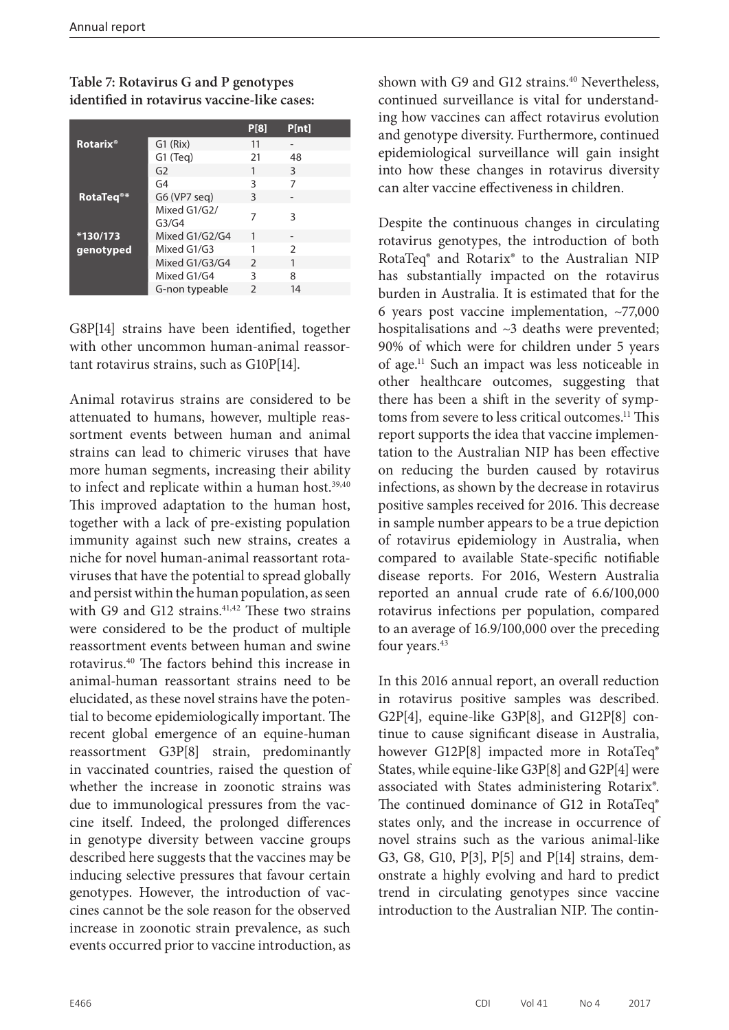**Table 7: Rotavirus G and P genotypes identified in rotavirus vaccine-like cases:**

| | | P[8] | P[nt] |
|---|---|---|---|
| **Rotarix®** | G1 (Rix) | 11 | - |
| **RotaTeq®*** | G1 (Teq) | 21 | 48 |
| | G2 | 1 | 3 |
| | G4 | 3 | 7 |
| | G6 (VP7 seq) | 3 | - |
| | Mixed G1/G2/G3/G4 | 7 | 3 |
| ***130/173 genotyped** | Mixed G1/G2/G4 | 1 | - |
| | Mixed G1/G3 | 1 | 2 |
| | Mixed G1/G3/G4 | 2 | 1 |
| | Mixed G1/G4 | 3 | 8 |
| | G-non typeable | 2 | 14 |

G8P[14] strains have been identified, together with other uncommon human-animal reassortant rotavirus strains, such as G10P[14].

Animal rotavirus strains are considered to be attenuated to humans, however, multiple reassortment events between human and animal strains can lead to chimeric viruses that have more human segments, increasing their ability to infect and replicate within a human host.[39,40] This improved adaptation to the human host, together with a lack of pre-existing population immunity against such new strains, creates a niche for novel human-animal reassortant rotaviruses that have the potential to spread globally and persist within the human population, as seen with G9 and G12 strains.[41,42] These two strains were considered to be the product of multiple reassortment events between human and swine rotavirus.[40] The factors behind this increase in animal-human reassortant strains need to be elucidated, as these novel strains have the potential to become epidemiologically important. The recent global emergence of an equine-human reassortment G3P[8] strain, predominantly in vaccinated countries, raised the question of whether the increase in zoonotic strains was due to immunological pressures from the vaccine itself. Indeed, the prolonged differences in genotype diversity between vaccine groups described here suggests that the vaccines may be inducing selective pressures that favour certain genotypes. However, the introduction of vaccines cannot be the sole reason for the observed increase in zoonotic strain prevalence, as such events occurred prior to vaccine introduction, as shown with G9 and G12 strains.[40] Nevertheless, continued surveillance is vital for understanding how vaccines can affect rotavirus evolution and genotype diversity. Furthermore, continued epidemiological surveillance will gain insight into how these changes in rotavirus diversity can alter vaccine effectiveness in children.

Despite the continuous changes in circulating rotavirus genotypes, the introduction of both RotaTeq® and Rotarix® to the Australian NIP has substantially impacted on the rotavirus burden in Australia. It is estimated that for the 6 years post vaccine implementation, ~77,000 hospitalisations and ~3 deaths were prevented; 90% of which were for children under 5 years of age.[11] Such an impact was less noticeable in other healthcare outcomes, suggesting that there has been a shift in the severity of symptoms from severe to less critical outcomes.[11] This report supports the idea that vaccine implementation to the Australian NIP has been effective on reducing the burden caused by rotavirus infections, as shown by the decrease in rotavirus positive samples received for 2016. This decrease in sample number appears to be a true depiction of rotavirus epidemiology in Australia, when compared to available State-specific notifiable disease reports. For 2016, Western Australia reported an annual crude rate of 6.6/100,000 rotavirus infections per population, compared to an average of 16.9/100,000 over the preceding four years.[43]

In this 2016 annual report, an overall reduction in rotavirus positive samples was described. G2P[4], equine-like G3P[8], and G12P[8] continue to cause significant disease in Australia, however G12P[8] impacted more in RotaTeq® States, while equine-like G3P[8] and G2P[4] were associated with States administering Rotarix®. The continued dominance of G12 in RotaTeq® states only, and the increase in occurrence of novel strains such as the various animal-like G3, G8, G10, P[3], P[5] and P[14] strains, demonstrate a highly evolving and hard to predict trend in circulating genotypes since vaccine introduction to the Australian NIP. The contin-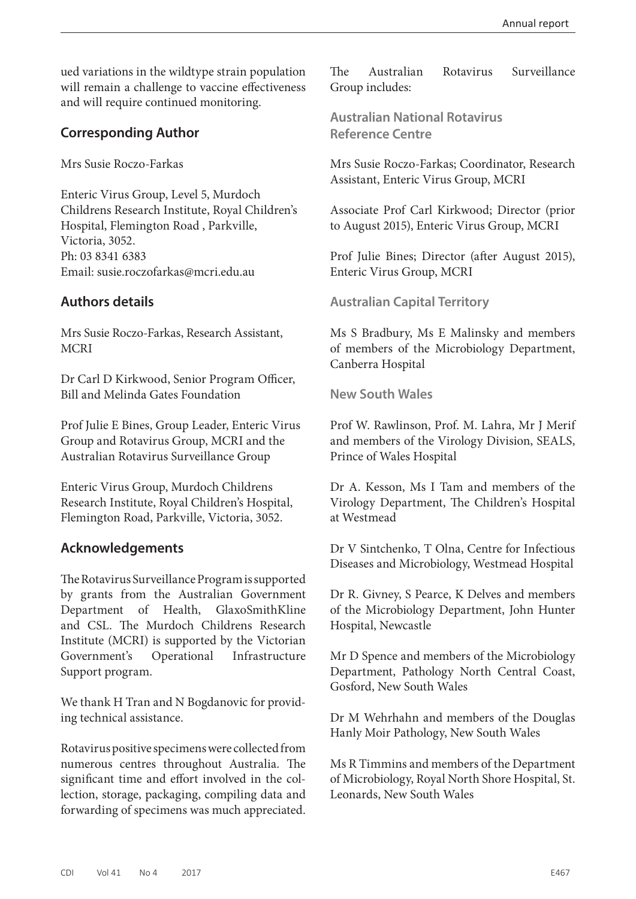ued variations in the wildtype strain population will remain a challenge to vaccine effectiveness and will require continued monitoring.

## Corresponding Author

Mrs Susie Roczo-Farkas

Enteric Virus Group, Level 5, Murdoch Childrens Research Institute, Royal Children's Hospital, Flemington Road , Parkville, Victoria, 3052.
Ph: 03 8341 6383
Email: susie.roczofarkas@mcri.edu.au

## Authors details

Mrs Susie Roczo-Farkas, Research Assistant, MCRI

Dr Carl D Kirkwood, Senior Program Officer, Bill and Melinda Gates Foundation

Prof Julie E Bines, Group Leader, Enteric Virus Group and Rotavirus Group, MCRI and the Australian Rotavirus Surveillance Group

Enteric Virus Group, Murdoch Childrens Research Institute, Royal Children's Hospital, Flemington Road, Parkville, Victoria, 3052.

## Acknowledgements

The Rotavirus Surveillance Program is supported by grants from the Australian Government Department of Health, GlaxoSmithKline and CSL. The Murdoch Childrens Research Institute (MCRI) is supported by the Victorian Government's Operational Infrastructure Support program.

We thank H Tran and N Bogdanovic for providing technical assistance.

Rotavirus positive specimens were collected from numerous centres throughout Australia. The significant time and effort involved in the collection, storage, packaging, compiling data and forwarding of specimens was much appreciated.

The Australian Rotavirus Surveillance Group includes:

### Australian National Rotavirus Reference Centre

Mrs Susie Roczo-Farkas; Coordinator, Research Assistant, Enteric Virus Group, MCRI

Associate Prof Carl Kirkwood; Director (prior to August 2015), Enteric Virus Group, MCRI

Prof Julie Bines; Director (after August 2015), Enteric Virus Group, MCRI

### Australian Capital Territory

Ms S Bradbury, Ms E Malinsky and members of members of the Microbiology Department, Canberra Hospital

### New South Wales

Prof W. Rawlinson, Prof. M. Lahra, Mr J Merif and members of the Virology Division, SEALS, Prince of Wales Hospital

Dr A. Kesson, Ms I Tam and members of the Virology Department, The Children's Hospital at Westmead

Dr V Sintchenko, T Olna, Centre for Infectious Diseases and Microbiology, Westmead Hospital

Dr R. Givney, S Pearce, K Delves and members of the Microbiology Department, John Hunter Hospital, Newcastle

Mr D Spence and members of the Microbiology Department, Pathology North Central Coast, Gosford, New South Wales

Dr M Wehrhahn and members of the Douglas Hanly Moir Pathology, New South Wales

Ms R Timmins and members of the Department of Microbiology, Royal North Shore Hospital, St. Leonards, New South Wales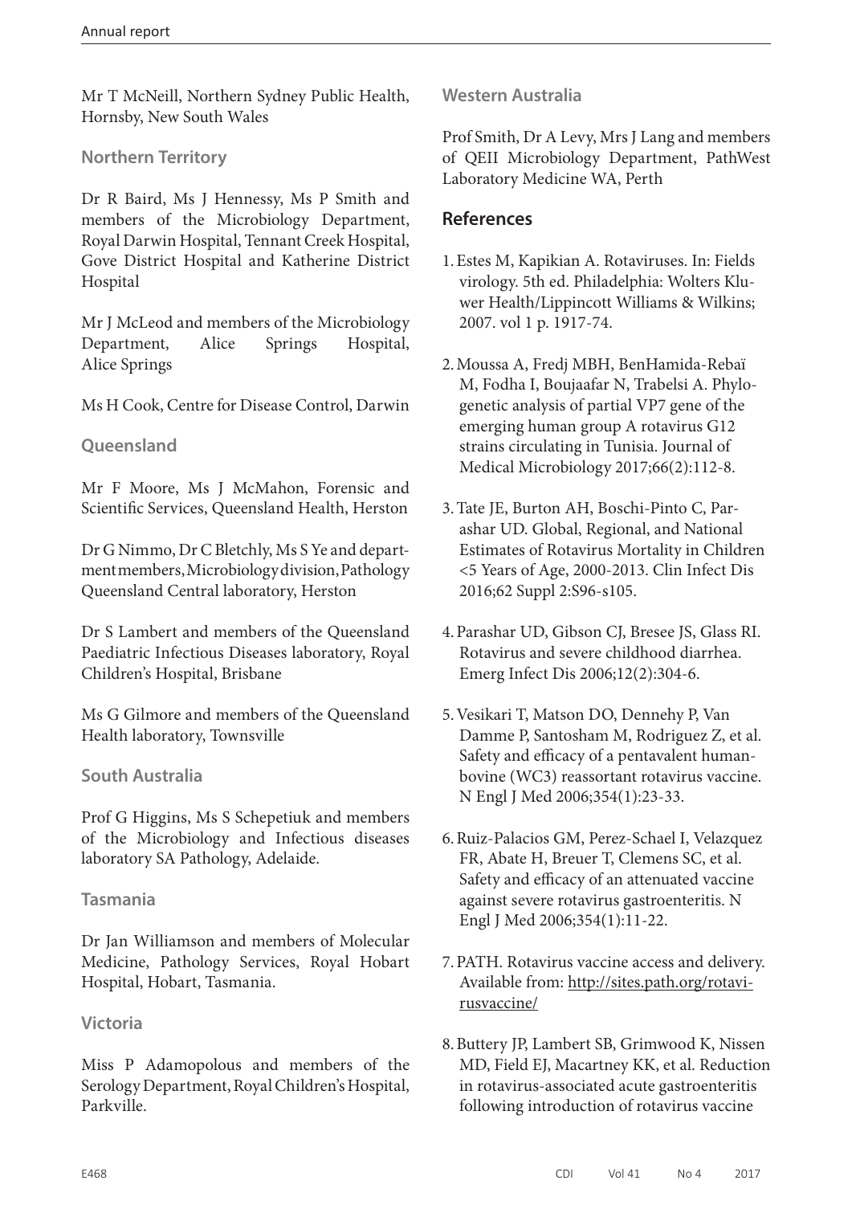Mr T McNeill, Northern Sydney Public Health, Hornsby, New South Wales

### Northern Territory

Dr R Baird, Ms J Hennessy, Ms P Smith and members of the Microbiology Department, Royal Darwin Hospital, Tennant Creek Hospital, Gove District Hospital and Katherine District Hospital

Mr J McLeod and members of the Microbiology Department, Alice Springs Hospital, Alice Springs

Ms H Cook, Centre for Disease Control, Darwin

### Queensland

Mr F Moore, Ms J McMahon, Forensic and Scientific Services, Queensland Health, Herston

Dr G Nimmo, Dr C Bletchly, Ms S Ye and department members, Microbiology division, Pathology Queensland Central laboratory, Herston

Dr S Lambert and members of the Queensland Paediatric Infectious Diseases laboratory, Royal Children's Hospital, Brisbane

Ms G Gilmore and members of the Queensland Health laboratory, Townsville

### South Australia

Prof G Higgins, Ms S Schepetiuk and members of the Microbiology and Infectious diseases laboratory SA Pathology, Adelaide.

### Tasmania

Dr Jan Williamson and members of Molecular Medicine, Pathology Services, Royal Hobart Hospital, Hobart, Tasmania.

### Victoria

Miss P Adamopolous and members of the Serology Department, Royal Children's Hospital, Parkville.

### Western Australia

Prof Smith, Dr A Levy, Mrs J Lang and members of QEII Microbiology Department, PathWest Laboratory Medicine WA, Perth

## References

1. Estes M, Kapikian A. Rotaviruses. In: Fields virology. 5th ed. Philadelphia: Wolters Kluwer Health/Lippincott Williams & Wilkins; 2007. vol 1 p. 1917-74.

2. Moussa A, Fredj MBH, BenHamida-Rebaï M, Fodha I, Boujaafar N, Trabelsi A. Phylogenetic analysis of partial VP7 gene of the emerging human group A rotavirus G12 strains circulating in Tunisia. Journal of Medical Microbiology 2017;66(2):112-8.

3. Tate JE, Burton AH, Boschi-Pinto C, Parashar UD. Global, Regional, and National Estimates of Rotavirus Mortality in Children <5 Years of Age, 2000-2013. Clin Infect Dis 2016;62 Suppl 2:S96-s105.

4. Parashar UD, Gibson CJ, Bresee JS, Glass RI. Rotavirus and severe childhood diarrhea. Emerg Infect Dis 2006;12(2):304-6.

5. Vesikari T, Matson DO, Dennehy P, Van Damme P, Santosham M, Rodriguez Z, et al. Safety and efficacy of a pentavalent human-bovine (WC3) reassortant rotavirus vaccine. N Engl J Med 2006;354(1):23-33.

6. Ruiz-Palacios GM, Perez-Schael I, Velazquez FR, Abate H, Breuer T, Clemens SC, et al. Safety and efficacy of an attenuated vaccine against severe rotavirus gastroenteritis. N Engl J Med 2006;354(1):11-22.

7. PATH. Rotavirus vaccine access and delivery. Available from: http://sites.path.org/rotavirusvaccine/

8. Buttery JP, Lambert SB, Grimwood K, Nissen MD, Field EJ, Macartney KK, et al. Reduction in rotavirus-associated acute gastroenteritis following introduction of rotavirus vaccine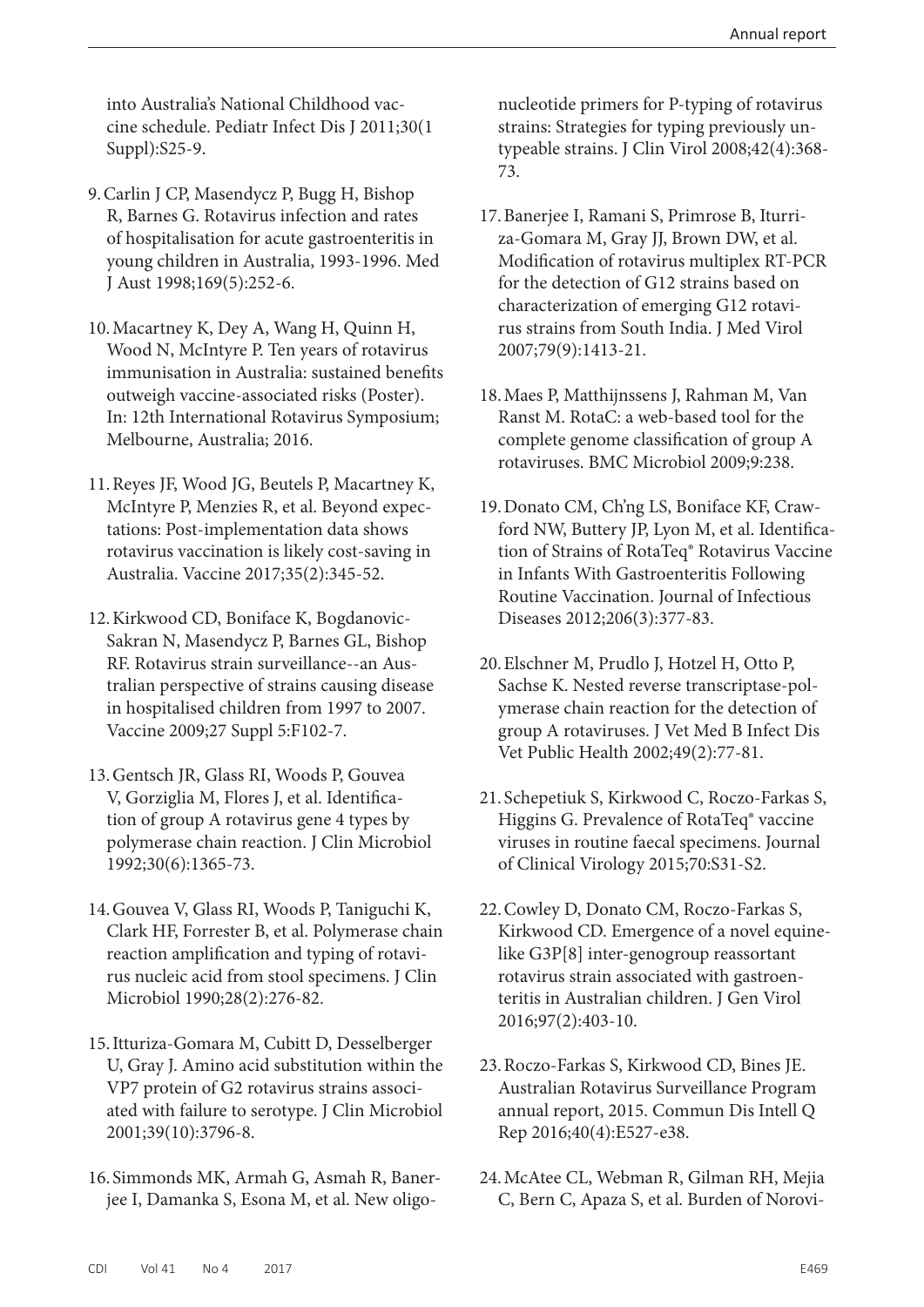into Australia's National Childhood vaccine schedule. Pediatr Infect Dis J 2011;30(1 Suppl):S25-9.

9. Carlin J CP, Masendycz P, Bugg H, Bishop R, Barnes G. Rotavirus infection and rates of hospitalisation for acute gastroenteritis in young children in Australia, 1993-1996. Med J Aust 1998;169(5):252-6.

10. Macartney K, Dey A, Wang H, Quinn H, Wood N, McIntyre P. Ten years of rotavirus immunisation in Australia: sustained benefits outweigh vaccine-associated risks (Poster). In: 12th International Rotavirus Symposium; Melbourne, Australia; 2016.

11. Reyes JF, Wood JG, Beutels P, Macartney K, McIntyre P, Menzies R, et al. Beyond expectations: Post-implementation data shows rotavirus vaccination is likely cost-saving in Australia. Vaccine 2017;35(2):345-52.

12. Kirkwood CD, Boniface K, Bogdanovic-Sakran N, Masendycz P, Barnes GL, Bishop RF. Rotavirus strain surveillance--an Australian perspective of strains causing disease in hospitalised children from 1997 to 2007. Vaccine 2009;27 Suppl 5:F102-7.

13. Gentsch JR, Glass RI, Woods P, Gouvea V, Gorziglia M, Flores J, et al. Identification of group A rotavirus gene 4 types by polymerase chain reaction. J Clin Microbiol 1992;30(6):1365-73.

14. Gouvea V, Glass RI, Woods P, Taniguchi K, Clark HF, Forrester B, et al. Polymerase chain reaction amplification and typing of rotavirus nucleic acid from stool specimens. J Clin Microbiol 1990;28(2):276-82.

15. Itturiza-Gomara M, Cubitt D, Desselberger U, Gray J. Amino acid substitution within the VP7 protein of G2 rotavirus strains associated with failure to serotype. J Clin Microbiol 2001;39(10):3796-8.

16. Simmonds MK, Armah G, Asmah R, Banerjee I, Damanka S, Esona M, et al. New oligonucleotide primers for P-typing of rotavirus strains: Strategies for typing previously untypeable strains. J Clin Virol 2008;42(4):368-73.

17. Banerjee I, Ramani S, Primrose B, Iturriza-Gomara M, Gray JJ, Brown DW, et al. Modification of rotavirus multiplex RT-PCR for the detection of G12 strains based on characterization of emerging G12 rotavirus strains from South India. J Med Virol 2007;79(9):1413-21.

18. Maes P, Matthijnssens J, Rahman M, Van Ranst M. RotaC: a web-based tool for the complete genome classification of group A rotaviruses. BMC Microbiol 2009;9:238.

19. Donato CM, Ch'ng LS, Boniface KF, Crawford NW, Buttery JP, Lyon M, et al. Identification of Strains of RotaTeq® Rotavirus Vaccine in Infants With Gastroenteritis Following Routine Vaccination. Journal of Infectious Diseases 2012;206(3):377-83.

20. Elschner M, Prudlo J, Hotzel H, Otto P, Sachse K. Nested reverse transcriptase-polymerase chain reaction for the detection of group A rotaviruses. J Vet Med B Infect Dis Vet Public Health 2002;49(2):77-81.

21. Schepetiuk S, Kirkwood C, Roczo-Farkas S, Higgins G. Prevalence of RotaTeq® vaccine viruses in routine faecal specimens. Journal of Clinical Virology 2015;70:S31-S2.

22. Cowley D, Donato CM, Roczo-Farkas S, Kirkwood CD. Emergence of a novel equine-like G3P[8] inter-genogroup reassortant rotavirus strain associated with gastroenteritis in Australian children. J Gen Virol 2016;97(2):403-10.

23. Roczo-Farkas S, Kirkwood CD, Bines JE. Australian Rotavirus Surveillance Program annual report, 2015. Commun Dis Intell Q Rep 2016;40(4):E527-e38.

24. McAtee CL, Webman R, Gilman RH, Mejia C, Bern C, Apaza S, et al. Burden of Norovi-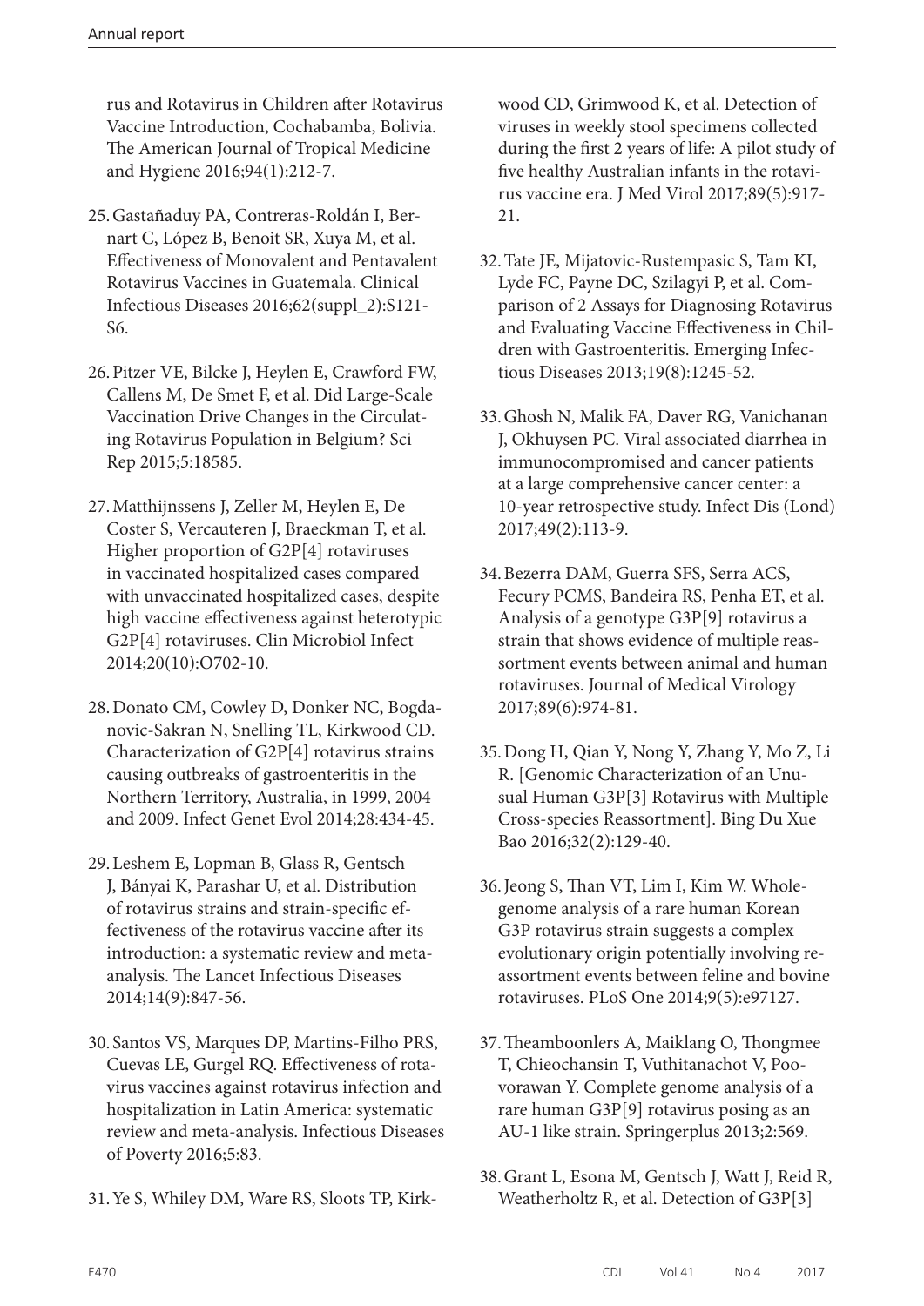rus and Rotavirus in Children after Rotavirus Vaccine Introduction, Cochabamba, Bolivia. The American Journal of Tropical Medicine and Hygiene 2016;94(1):212-7.

25. Gastañaduy PA, Contreras-Roldán I, Bernart C, López B, Benoit SR, Xuya M, et al. Effectiveness of Monovalent and Pentavalent Rotavirus Vaccines in Guatemala. Clinical Infectious Diseases 2016;62(suppl_2):S121-S6.

26. Pitzer VE, Bilcke J, Heylen E, Crawford FW, Callens M, De Smet F, et al. Did Large-Scale Vaccination Drive Changes in the Circulating Rotavirus Population in Belgium? Sci Rep 2015;5:18585.

27. Matthijnssens J, Zeller M, Heylen E, De Coster S, Vercauteren J, Braeckman T, et al. Higher proportion of G2P[4] rotaviruses in vaccinated hospitalized cases compared with unvaccinated hospitalized cases, despite high vaccine effectiveness against heterotypic G2P[4] rotaviruses. Clin Microbiol Infect 2014;20(10):O702-10.

28. Donato CM, Cowley D, Donker NC, Bogdanovic-Sakran N, Snelling TL, Kirkwood CD. Characterization of G2P[4] rotavirus strains causing outbreaks of gastroenteritis in the Northern Territory, Australia, in 1999, 2004 and 2009. Infect Genet Evol 2014;28:434-45.

29. Leshem E, Lopman B, Glass R, Gentsch J, Bányai K, Parashar U, et al. Distribution of rotavirus strains and strain-specific effectiveness of the rotavirus vaccine after its introduction: a systematic review and meta-analysis. The Lancet Infectious Diseases 2014;14(9):847-56.

30. Santos VS, Marques DP, Martins-Filho PRS, Cuevas LE, Gurgel RQ. Effectiveness of rotavirus vaccines against rotavirus infection and hospitalization in Latin America: systematic review and meta-analysis. Infectious Diseases of Poverty 2016;5:83.

31. Ye S, Whiley DM, Ware RS, Sloots TP, Kirkwood CD, Grimwood K, et al. Detection of viruses in weekly stool specimens collected during the first 2 years of life: A pilot study of five healthy Australian infants in the rotavirus vaccine era. J Med Virol 2017;89(5):917-21.

32. Tate JE, Mijatovic-Rustempasic S, Tam KI, Lyde FC, Payne DC, Szilagyi P, et al. Comparison of 2 Assays for Diagnosing Rotavirus and Evaluating Vaccine Effectiveness in Children with Gastroenteritis. Emerging Infectious Diseases 2013;19(8):1245-52.

33. Ghosh N, Malik FA, Daver RG, Vanichanan J, Okhuysen PC. Viral associated diarrhea in immunocompromised and cancer patients at a large comprehensive cancer center: a 10-year retrospective study. Infect Dis (Lond) 2017;49(2):113-9.

34. Bezerra DAM, Guerra SFS, Serra ACS, Fecury PCMS, Bandeira RS, Penha ET, et al. Analysis of a genotype G3P[9] rotavirus a strain that shows evidence of multiple reassortment events between animal and human rotaviruses. Journal of Medical Virology 2017;89(6):974-81.

35. Dong H, Qian Y, Nong Y, Zhang Y, Mo Z, Li R. [Genomic Characterization of an Unusual Human G3P[3] Rotavirus with Multiple Cross-species Reassortment]. Bing Du Xue Bao 2016;32(2):129-40.

36. Jeong S, Than VT, Lim I, Kim W. Whole-genome analysis of a rare human Korean G3P rotavirus strain suggests a complex evolutionary origin potentially involving reassortment events between feline and bovine rotaviruses. PLoS One 2014;9(5):e97127.

37. Theamboonlers A, Maiklang O, Thongmee T, Chieochansin T, Vuthitanachot V, Poovorawan Y. Complete genome analysis of a rare human G3P[9] rotavirus posing as an AU-1 like strain. Springerplus 2013;2:569.

38. Grant L, Esona M, Gentsch J, Watt J, Reid R, Weatherholtz R, et al. Detection of G3P[3]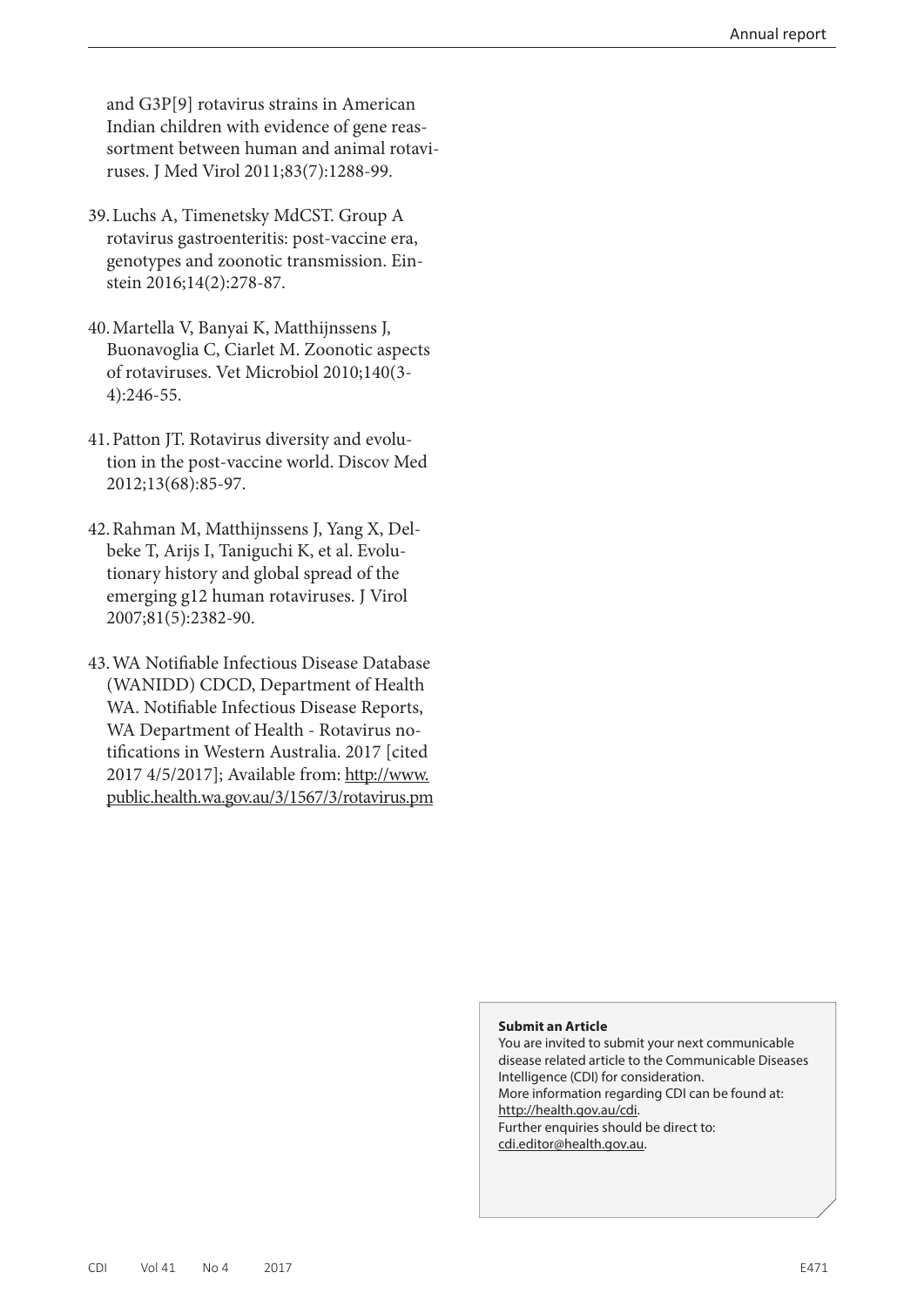and G3P[9] rotavirus strains in American Indian children with evidence of gene reassortment between human and animal rotaviruses. J Med Virol 2011;83(7):1288-99.

39. Luchs A, Timenetsky MdCST. Group A rotavirus gastroenteritis: post-vaccine era, genotypes and zoonotic transmission. Einstein 2016;14(2):278-87.

40. Martella V, Banyai K, Matthijnssens J, Buonavoglia C, Ciarlet M. Zoonotic aspects of rotaviruses. Vet Microbiol 2010;140(3-4):246-55.

41. Patton JT. Rotavirus diversity and evolution in the post-vaccine world. Discov Med 2012;13(68):85-97.

42. Rahman M, Matthijnssens J, Yang X, Delbeke T, Arijs I, Taniguchi K, et al. Evolutionary history and global spread of the emerging g12 human rotaviruses. J Virol 2007;81(5):2382-90.

43. WA Notifiable Infectious Disease Database (WANIDD) CDCD, Department of Health WA. Notifiable Infectious Disease Reports, WA Department of Health - Rotavirus notifications in Western Australia. 2017 [cited 2017 4/5/2017]; Available from: http://www.public.health.wa.gov.au/3/1567/3/rotavirus.pm

**Submit an Article**

You are invited to submit your next communicable disease related article to the Communicable Diseases Intelligence (CDI) for consideration.
More information regarding CDI can be found at: http://health.gov.au/cdi.
Further enquiries should be direct to: cdi.editor@health.gov.au.